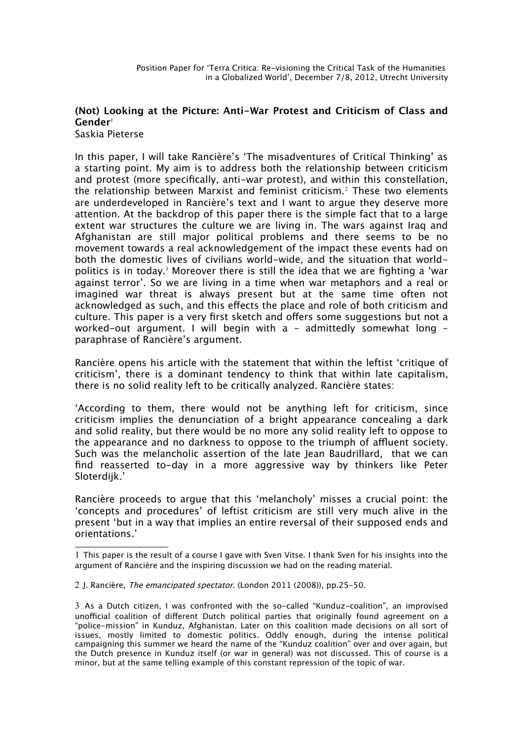Position Paper for 'Terra Critica: Re-visioning the Critical Task of the Humanities in a Globalized World', December 7/8, 2012, Utrecht University

# (Not) Looking at the Picture: Anti-War Protest and Criticism of Class and Gender[1]

Saskia Pieterse

In this paper, I will take Rancière's 'The misadventures of Critical Thinking' as a starting point. My aim is to address both the relationship between criticism and protest (more specifically, anti-war protest), and within this constellation, the relationship between Marxist and feminist criticism.[2] These two elements are underdeveloped in Rancière's text and I want to argue they deserve more attention. At the backdrop of this paper there is the simple fact that to a large extent war structures the culture we are living in. The wars against Iraq and Afghanistan are still major political problems and there seems to be no movement towards a real acknowledgement of the impact these events had on both the domestic lives of civilians world-wide, and the situation that world-politics is in today.[3] Moreover there is still the idea that we are fighting a 'war against terror'. So we are living in a time when war metaphors and a real or imagined war threat is always present but at the same time often not acknowledged as such, and this effects the place and role of both criticism and culture. This paper is a very first sketch and offers some suggestions but not a worked-out argument. I will begin with a – admittedly somewhat long – paraphrase of Rancière's argument.

Rancière opens his article with the statement that within the leftist 'critique of criticism', there is a dominant tendency to think that within late capitalism, there is no solid reality left to be critically analyzed. Rancière states:

'According to them, there would not be anything left for criticism, since criticism implies the denunciation of a bright appearance concealing a dark and solid reality, but there would be no more any solid reality left to oppose to the appearance and no darkness to oppose to the triumph of affluent society. Such was the melancholic assertion of the late Jean Baudrillard, that we can find reasserted to-day in a more aggressive way by thinkers like Peter Sloterdijk.'

Rancière proceeds to argue that this 'melancholy' misses a crucial point: the 'concepts and procedures' of leftist criticism are still very much alive in the present 'but in a way that implies an entire reversal of their supposed ends and orientations.'

---

1 This paper is the result of a course I gave with Sven Vitse. I thank Sven for his insights into the argument of Rancière and the inspiring discussion we had on the reading material.

2 J. Rancière, *The emancipated spectator*. (London 2011 (2008)), pp.25-50.

3 As a Dutch citizen, I was confronted with the so-called "Kunduz-coalition", an improvised unofficial coalition of different Dutch political parties that originally found agreement on a "police-mission" in Kunduz, Afghanistan. Later on this coalition made decisions on all sort of issues, mostly limited to domestic politics. Oddly enough, during the intense political campaigning this summer we heard the name of the "Kunduz coalition" over and over again, but the Dutch presence in Kunduz itself (or war in general) was not discussed. This of course is a minor, but at the same telling example of this constant repression of the topic of war.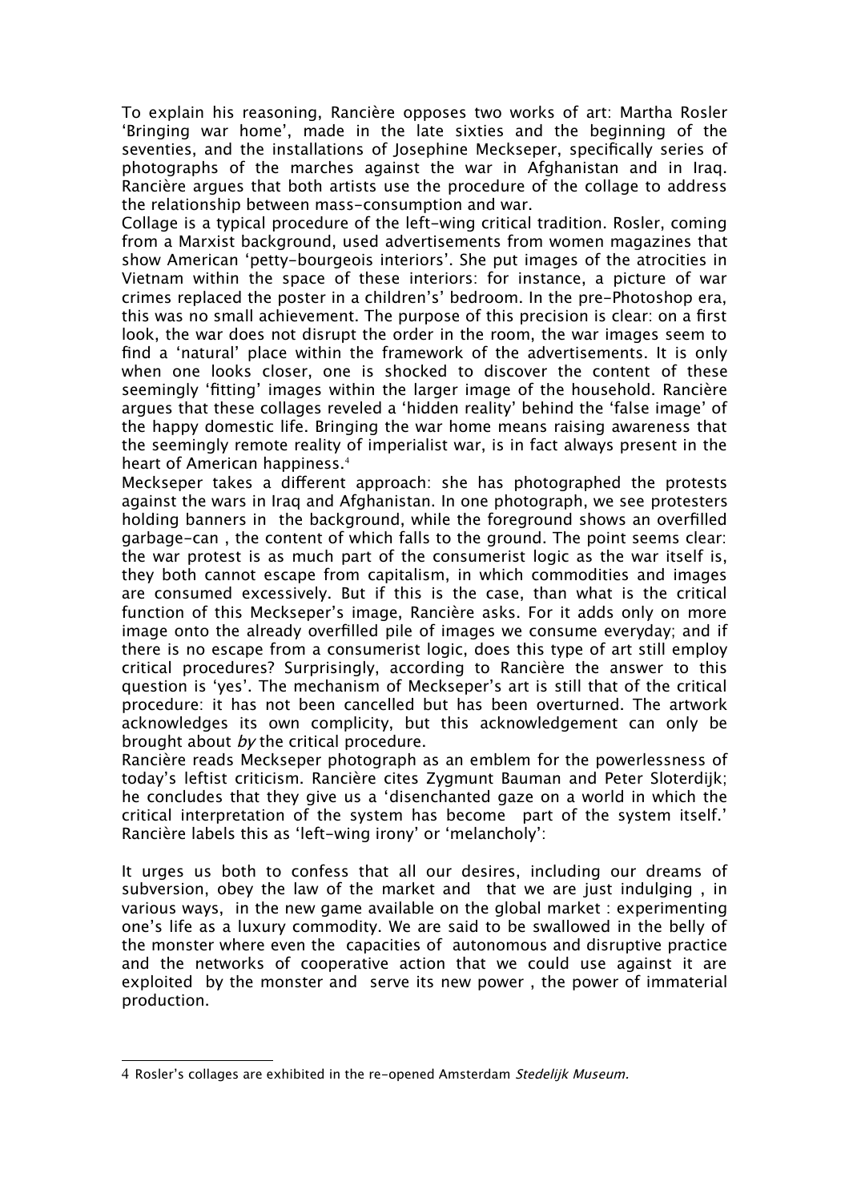To explain his reasoning, Rancière opposes two works of art: Martha Rosler 'Bringing war home', made in the late sixties and the beginning of the seventies, and the installations of Josephine Meckseper, specifically series of photographs of the marches against the war in Afghanistan and in Iraq. Rancière argues that both artists use the procedure of the collage to address the relationship between mass-consumption and war.

Collage is a typical procedure of the left-wing critical tradition. Rosler, coming from a Marxist background, used advertisements from women magazines that show American 'petty-bourgeois interiors'. She put images of the atrocities in Vietnam within the space of these interiors: for instance, a picture of war crimes replaced the poster in a children's' bedroom. In the pre-Photoshop era, this was no small achievement. The purpose of this precision is clear: on a first look, the war does not disrupt the order in the room, the war images seem to find a 'natural' place within the framework of the advertisements. It is only when one looks closer, one is shocked to discover the content of these seemingly 'fitting' images within the larger image of the household. Rancière argues that these collages reveled a 'hidden reality' behind the 'false image' of the happy domestic life. Bringing the war home means raising awareness that the seemingly remote reality of imperialist war, is in fact always present in the heart of American happiness.[4]

Meckseper takes a different approach: she has photographed the protests against the wars in Iraq and Afghanistan. In one photograph, we see protesters holding banners in the background, while the foreground shows an overfilled garbage-can , the content of which falls to the ground. The point seems clear: the war protest is as much part of the consumerist logic as the war itself is, they both cannot escape from capitalism, in which commodities and images are consumed excessively. But if this is the case, than what is the critical function of this Meckseper's image, Rancière asks. For it adds only on more image onto the already overfilled pile of images we consume everyday; and if there is no escape from a consumerist logic, does this type of art still employ critical procedures? Surprisingly, according to Rancière the answer to this question is 'yes'. The mechanism of Meckseper's art is still that of the critical procedure: it has not been cancelled but has been overturned. The artwork acknowledges its own complicity, but this acknowledgement can only be brought about *by* the critical procedure.

Rancière reads Meckseper photograph as an emblem for the powerlessness of today's leftist criticism. Rancière cites Zygmunt Bauman and Peter Sloterdijk; he concludes that they give us a 'disenchanted gaze on a world in which the critical interpretation of the system has become part of the system itself.' Rancière labels this as 'left-wing irony' or 'melancholy':

> It urges us both to confess that all our desires, including our dreams of subversion, obey the law of the market and that we are just indulging , in various ways, in the new game available on the global market : experimenting one's life as a luxury commodity. We are said to be swallowed in the belly of the monster where even the capacities of autonomous and disruptive practice and the networks of cooperative action that we could use against it are exploited by the monster and serve its new power , the power of immaterial production.

---

[4] Rosler's collages are exhibited in the re-opened Amsterdam *Stedelijk Museum.*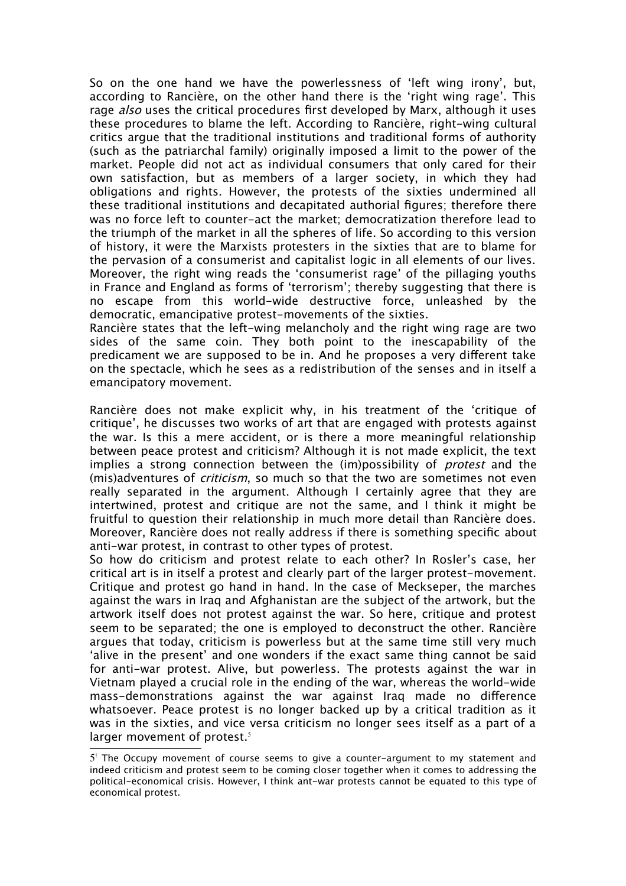So on the one hand we have the powerlessness of 'left wing irony', but, according to Rancière, on the other hand there is the 'right wing rage'. This rage *also* uses the critical procedures first developed by Marx, although it uses these procedures to blame the left. According to Rancière, right-wing cultural critics argue that the traditional institutions and traditional forms of authority (such as the patriarchal family) originally imposed a limit to the power of the market. People did not act as individual consumers that only cared for their own satisfaction, but as members of a larger society, in which they had obligations and rights. However, the protests of the sixties undermined all these traditional institutions and decapitated authorial figures; therefore there was no force left to counter-act the market; democratization therefore lead to the triumph of the market in all the spheres of life. So according to this version of history, it were the Marxists protesters in the sixties that are to blame for the pervasion of a consumerist and capitalist logic in all elements of our lives. Moreover, the right wing reads the 'consumerist rage' of the pillaging youths in France and England as forms of 'terrorism'; thereby suggesting that there is no escape from this world-wide destructive force, unleashed by the democratic, emancipative protest-movements of the sixties.
Rancière states that the left-wing melancholy and the right wing rage are two sides of the same coin. They both point to the inescapability of the predicament we are supposed to be in. And he proposes a very different take on the spectacle, which he sees as a redistribution of the senses and in itself a emancipatory movement.

Rancière does not make explicit why, in his treatment of the 'critique of critique', he discusses two works of art that are engaged with protests against the war. Is this a mere accident, or is there a more meaningful relationship between peace protest and criticism? Although it is not made explicit, the text implies a strong connection between the (im)possibility of *protest* and the (mis)adventures of *criticism*, so much so that the two are sometimes not even really separated in the argument. Although I certainly agree that they are intertwined, protest and critique are not the same, and I think it might be fruitful to question their relationship in much more detail than Rancière does. Moreover, Rancière does not really address if there is something specific about anti-war protest, in contrast to other types of protest.
So how do criticism and protest relate to each other? In Rosler's case, her critical art is in itself a protest and clearly part of the larger protest-movement. Critique and protest go hand in hand. In the case of Meckseper, the marches against the wars in Iraq and Afghanistan are the subject of the artwork, but the artwork itself does not protest against the war. So here, critique and protest seem to be separated; the one is employed to deconstruct the other. Rancière argues that today, criticism is powerless but at the same time still very much 'alive in the present' and one wonders if the exact same thing cannot be said for anti-war protest. Alive, but powerless. The protests against the war in Vietnam played a crucial role in the ending of the war, whereas the world-wide mass-demonstrations against the war against Iraq made no difference whatsoever. Peace protest is no longer backed up by a critical tradition as it was in the sixties, and vice versa criticism no longer sees itself as a part of a larger movement of protest.[5]

---

[5] The Occupy movement of course seems to give a counter-argument to my statement and indeed criticism and protest seem to be coming closer together when it comes to addressing the political-economical crisis. However, I think ant-war protests cannot be equated to this type of economical protest.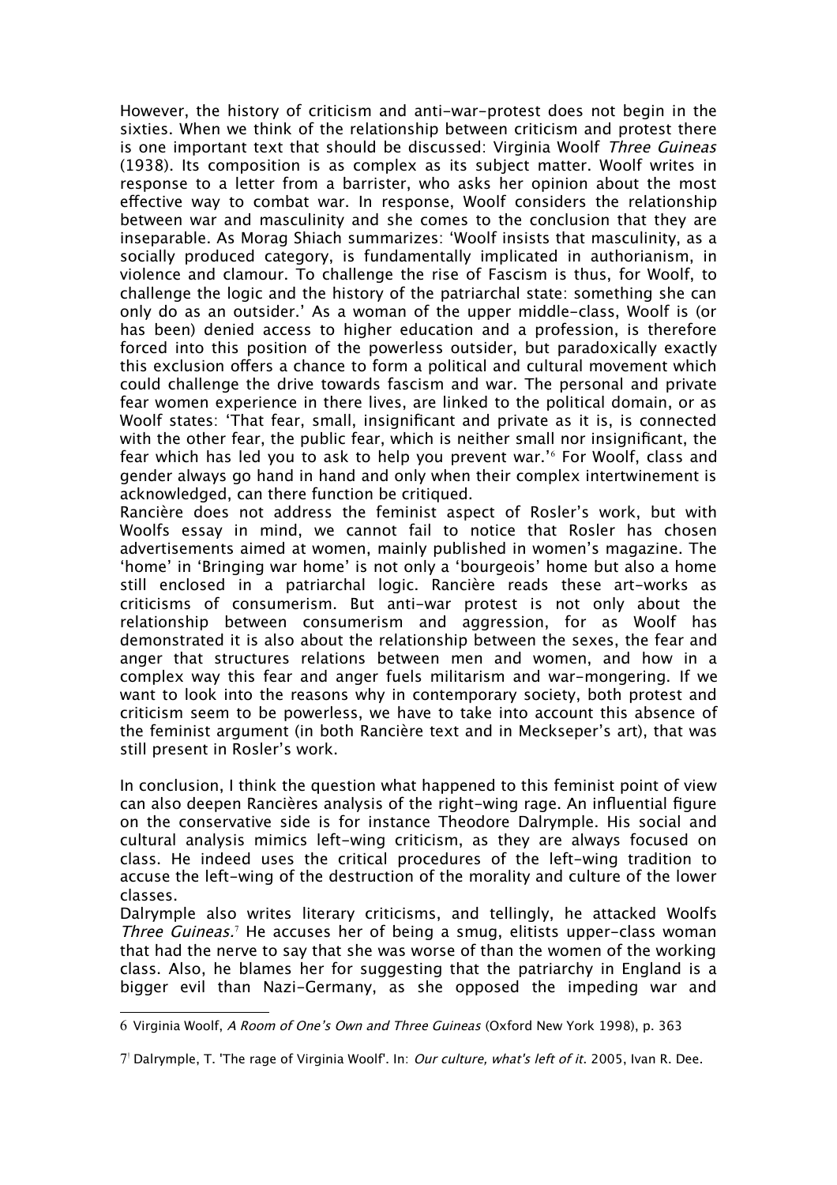However, the history of criticism and anti-war-protest does not begin in the sixties. When we think of the relationship between criticism and protest there is one important text that should be discussed: Virginia Woolf *Three Guineas* (1938). Its composition is as complex as its subject matter. Woolf writes in response to a letter from a barrister, who asks her opinion about the most effective way to combat war. In response, Woolf considers the relationship between war and masculinity and she comes to the conclusion that they are inseparable. As Morag Shiach summarizes: 'Woolf insists that masculinity, as a socially produced category, is fundamentally implicated in authorianism, in violence and clamour. To challenge the rise of Fascism is thus, for Woolf, to challenge the logic and the history of the patriarchal state: something she can only do as an outsider.' As a woman of the upper middle-class, Woolf is (or has been) denied access to higher education and a profession, is therefore forced into this position of the powerless outsider, but paradoxically exactly this exclusion offers a chance to form a political and cultural movement which could challenge the drive towards fascism and war. The personal and private fear women experience in there lives, are linked to the political domain, or as Woolf states: 'That fear, small, insignificant and private as it is, is connected with the other fear, the public fear, which is neither small nor insignificant, the fear which has led you to ask to help you prevent war.'[6] For Woolf, class and gender always go hand in hand and only when their complex intertwinement is acknowledged, can there function be critiqued.

Rancière does not address the feminist aspect of Rosler's work, but with Woolfs essay in mind, we cannot fail to notice that Rosler has chosen advertisements aimed at women, mainly published in women's magazine. The 'home' in 'Bringing war home' is not only a 'bourgeois' home but also a home still enclosed in a patriarchal logic. Rancière reads these art-works as criticisms of consumerism. But anti-war protest is not only about the relationship between consumerism and aggression, for as Woolf has demonstrated it is also about the relationship between the sexes, the fear and anger that structures relations between men and women, and how in a complex way this fear and anger fuels militarism and war-mongering. If we want to look into the reasons why in contemporary society, both protest and criticism seem to be powerless, we have to take into account this absence of the feminist argument (in both Rancière text and in Meckseper's art), that was still present in Rosler's work.

In conclusion, I think the question what happened to this feminist point of view can also deepen Rancières analysis of the right-wing rage. An influential figure on the conservative side is for instance Theodore Dalrymple. His social and cultural analysis mimics left-wing criticism, as they are always focused on class. He indeed uses the critical procedures of the left-wing tradition to accuse the left-wing of the destruction of the morality and culture of the lower classes.

Dalrymple also writes literary criticisms, and tellingly, he attacked Woolfs *Three Guineas.*[7] He accuses her of being a smug, elitists upper-class woman that had the nerve to say that she was worse of than the women of the working class. Also, he blames her for suggesting that the patriarchy in England is a bigger evil than Nazi-Germany, as she opposed the impeding war and

---

6 Virginia Woolf, *A Room of One's Own and Three Guineas* (Oxford New York 1998), p. 363

7 Dalrymple, T. 'The rage of Virginia Woolf'. In: *Our culture, what's left of it*. 2005, Ivan R. Dee.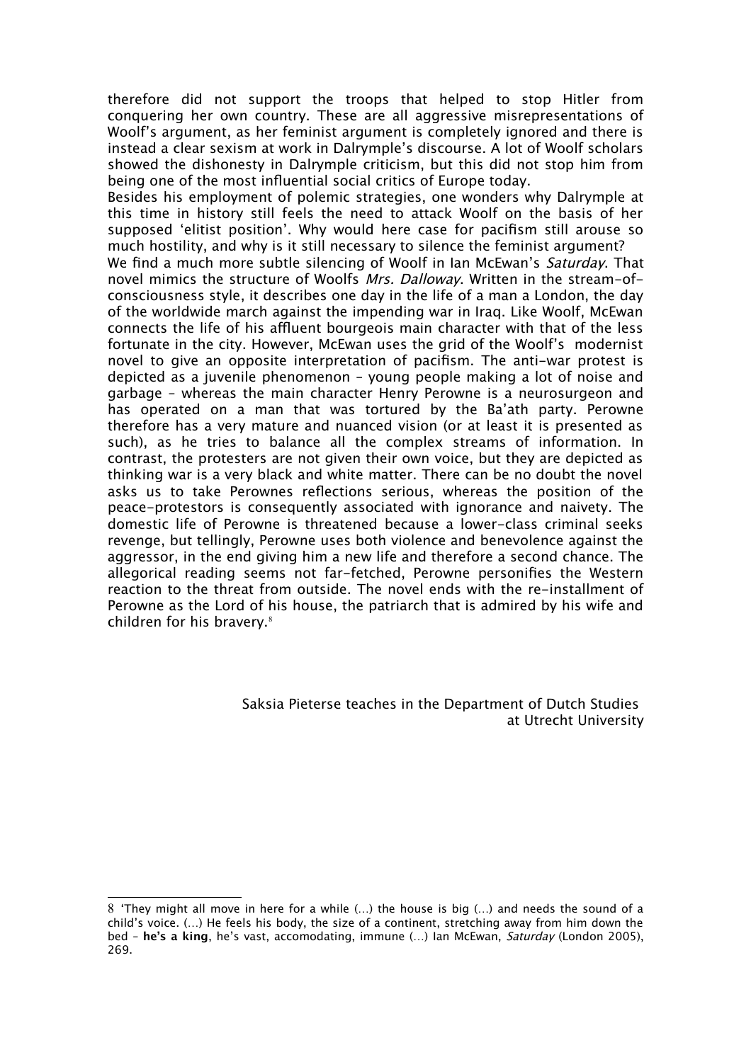therefore did not support the troops that helped to stop Hitler from conquering her own country. These are all aggressive misrepresentations of Woolf's argument, as her feminist argument is completely ignored and there is instead a clear sexism at work in Dalrymple's discourse. A lot of Woolf scholars showed the dishonesty in Dalrymple criticism, but this did not stop him from being one of the most influential social critics of Europe today.

Besides his employment of polemic strategies, one wonders why Dalrymple at this time in history still feels the need to attack Woolf on the basis of her supposed 'elitist position'. Why would here case for pacifism still arouse so much hostility, and why is it still necessary to silence the feminist argument?

We find a much more subtle silencing of Woolf in Ian McEwan's *Saturday*. That novel mimics the structure of Woolfs *Mrs. Dalloway*. Written in the stream-of-consciousness style, it describes one day in the life of a man a London, the day of the worldwide march against the impending war in Iraq. Like Woolf, McEwan connects the life of his affluent bourgeois main character with that of the less fortunate in the city. However, McEwan uses the grid of the Woolf's modernist novel to give an opposite interpretation of pacifism. The anti-war protest is depicted as a juvenile phenomenon – young people making a lot of noise and garbage – whereas the main character Henry Perowne is a neurosurgeon and has operated on a man that was tortured by the Ba'ath party. Perowne therefore has a very mature and nuanced vision (or at least it is presented as such), as he tries to balance all the complex streams of information. In contrast, the protesters are not given their own voice, but they are depicted as thinking war is a very black and white matter. There can be no doubt the novel asks us to take Perownes reflections serious, whereas the position of the peace-protestors is consequently associated with ignorance and naivety. The domestic life of Perowne is threatened because a lower-class criminal seeks revenge, but tellingly, Perowne uses both violence and benevolence against the aggressor, in the end giving him a new life and therefore a second chance. The allegorical reading seems not far-fetched, Perowne personifies the Western reaction to the threat from outside. The novel ends with the re-installment of Perowne as the Lord of his house, the patriarch that is admired by his wife and children for his bravery.[8]

Saksia Pieterse teaches in the Department of Dutch Studies at Utrecht University

---

8 'They might all move in here for a while (…) the house is big (…) and needs the sound of a child's voice. (…) He feels his body, the size of a continent, stretching away from him down the bed – **he's a king**, he's vast, accomodating, immune (…) Ian McEwan, *Saturday* (London 2005), 269.